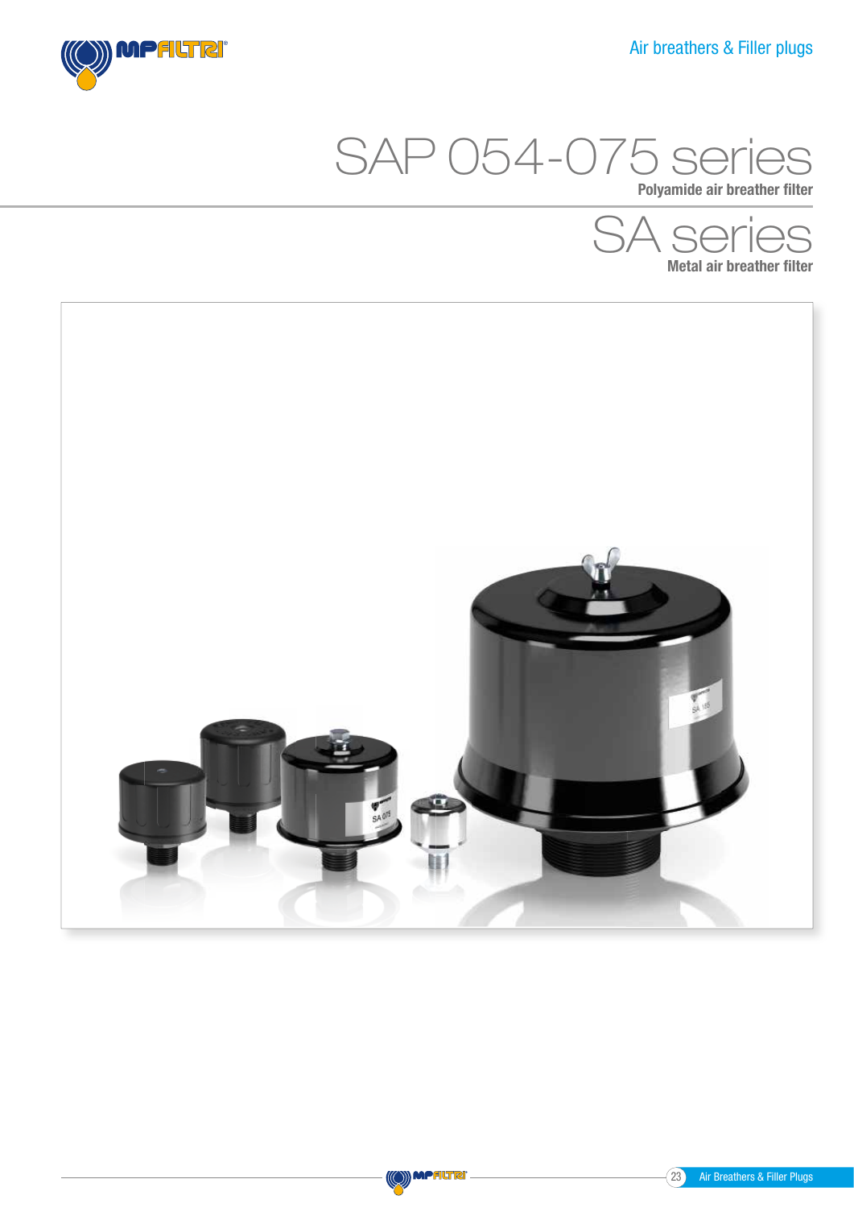# SAP 054-075 series

**Polyamide air breather filter**

# SA series

**Metal air breather filter**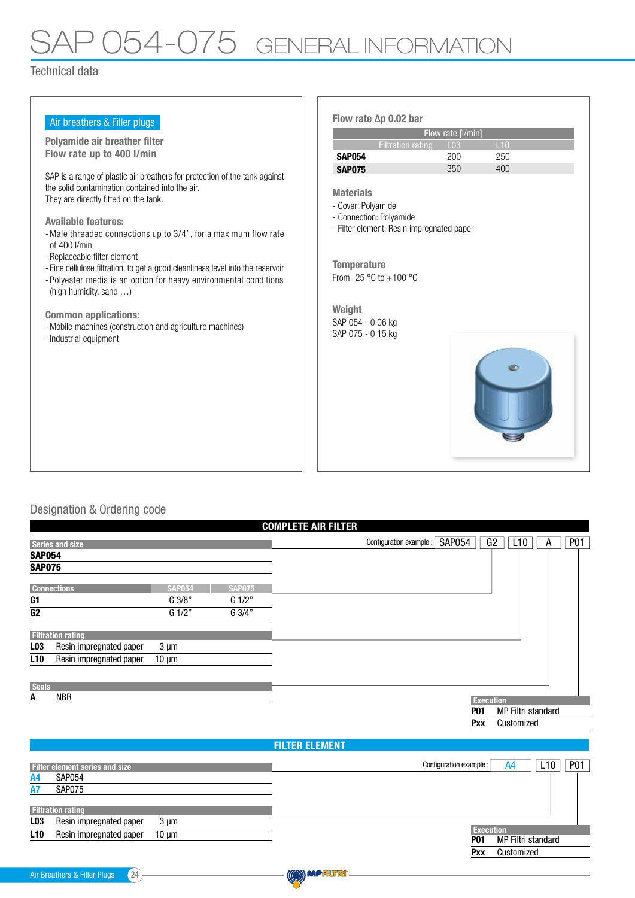# SAP 054-075 GENERAL INFORMATION

## Technical data

**Air breathers & Filler plugs**

**Polyamide air breather filter**
**Flow rate up to 400 l/min**

SAP is a range of plastic air breathers for protection of the tank against the solid contamination contained into the air.
They are directly fitted on the tank.

**Available features:**
- Male threaded connections up to 3/4", for a maximum flow rate of 400 l/min
- Replaceable filter element
- Fine cellulose filtration, to get a good cleanliness level into the reservoir
- Polyester media is an option for heavy environmental conditions (high humidity, sand …)

**Common applications:**
- Mobile machines (construction and agriculture machines)
- Industrial equipment

**Flow rate Δp 0.02 bar**

| | Flow rate [l/min] | |
|---|---|---|
| Filtration rating | L03 | L10 |
| **SAP054** | 200 | 250 |
| **SAP075** | 350 | 400 |

**Materials**
- Cover: Polyamide
- Connection: Polyamide
- Filter element: Resin impregnated paper

**Temperature**
From -25 °C to +100 °C

**Weight**
SAP 054 - 0.06 kg
SAP 075 - 0.15 kg

## Designation & Ordering code

### COMPLETE AIR FILTER

Configuration example : SAP054 | G2 | L10 | A | P01

| Series and size |
|---|
| **SAP054** |
| **SAP075** |

| Connections | SAP054 | SAP075 |
|---|---|---|
| **G1** | G 3/8" | G 1/2" |
| **G2** | G 1/2" | G 3/4" |

| Filtration rating | | |
|---|---|---|
| **L03** | Resin impregnated paper | 3 μm |
| **L10** | Resin impregnated paper | 10 μm |

| Seals | |
|---|---|
| **A** | NBR |

| Execution | |
|---|---|
| **P01** | MP Filtri standard |
| **Pxx** | Customized |

### FILTER ELEMENT

Configuration example : A4 | L10 | P01

| Filter element series and size | |
|---|---|
| **A4** | SAP054 |
| **A7** | SAP075 |

| Filtration rating | | |
|---|---|---|
| **L03** | Resin impregnated paper | 3 μm |
| **L10** | Resin impregnated paper | 10 μm |

| Execution | |
|---|---|
| **P01** | MP Filtri standard |
| **Pxx** | Customized |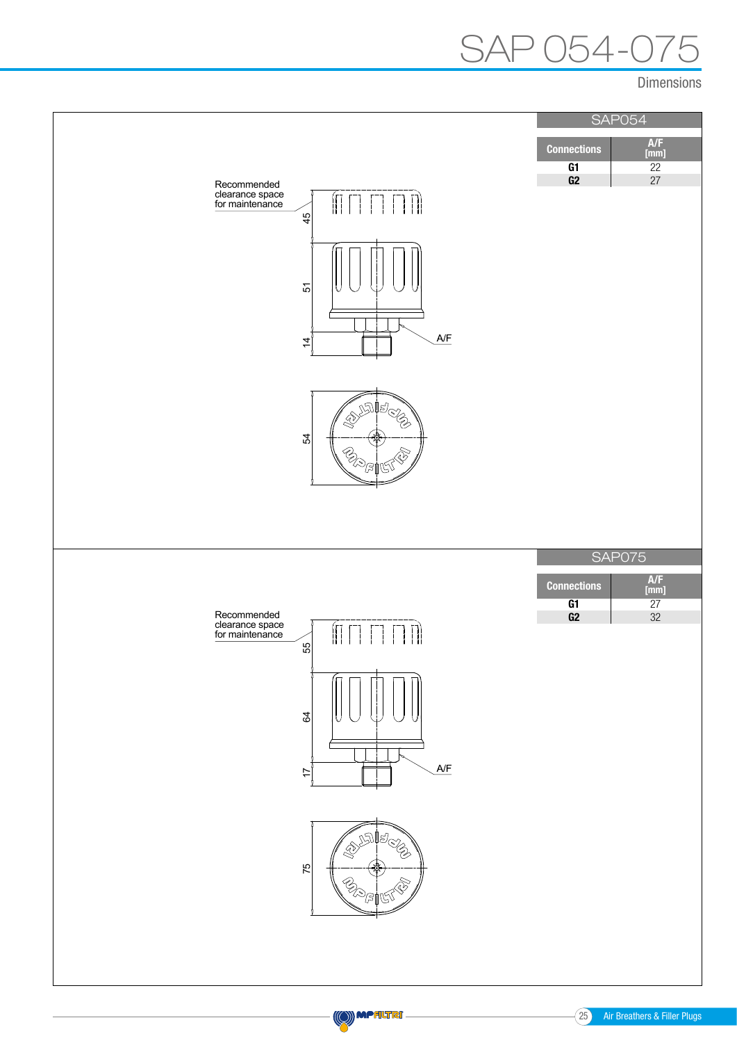# SAP 054-075

Dimensions

## SAP054

| Connections | A/F [mm] |
|---|---|
| G1 | 22 |
| G2 | 27 |

Recommended clearance space for maintenance

45

51

14

A/F

54

## SAP075

| Connections | A/F [mm] |
|---|---|
| G1 | 27 |
| G2 | 32 |

Recommended clearance space for maintenance

55

64

17

A/F

75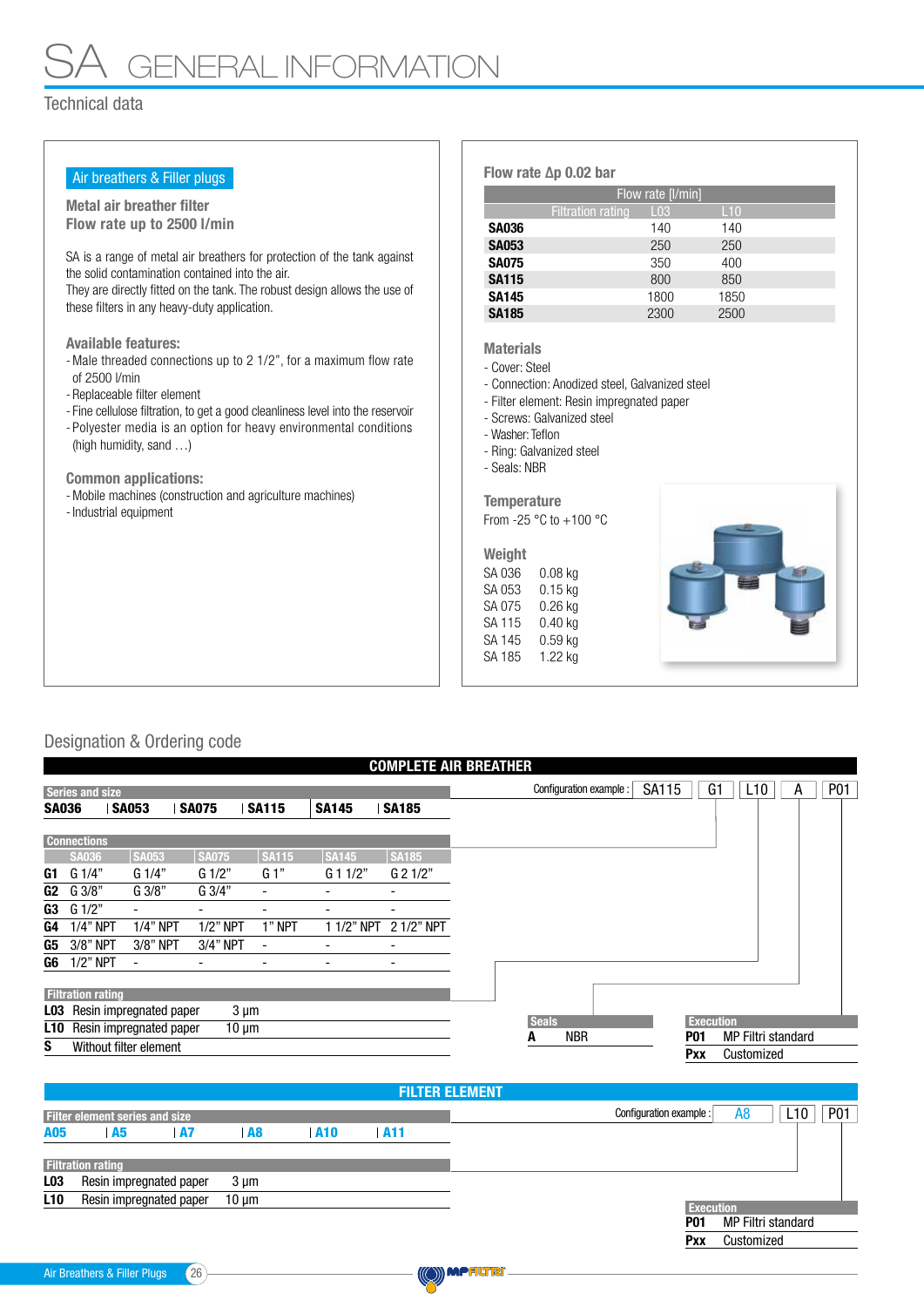# SA GENERAL INFORMATION

Technical data

## Air breathers & Filler plugs

**Metal air breather filter**
**Flow rate up to 2500 l/min**

SA is a range of metal air breathers for protection of the tank against the solid contamination contained into the air.
They are directly fitted on the tank. The robust design allows the use of these filters in any heavy-duty application.

**Available features:**

- Male threaded connections up to 2 1/2", for a maximum flow rate of 2500 l/min
- Replaceable filter element
- Fine cellulose filtration, to get a good cleanliness level into the reservoir
- Polyester media is an option for heavy environmental conditions (high humidity, sand …)

**Common applications:**

- Mobile machines (construction and agriculture machines)
- Industrial equipment

**Flow rate Δp 0.02 bar**

| | Flow rate [l/min] | |
|---|---|---|
| Filtration rating | L03 | L10 |
| **SA036** | 140 | 140 |
| **SA053** | 250 | 250 |
| **SA075** | 350 | 400 |
| **SA115** | 800 | 850 |
| **SA145** | 1800 | 1850 |
| **SA185** | 2300 | 2500 |

**Materials**

- Cover: Steel
- Connection: Anodized steel, Galvanized steel
- Filter element: Resin impregnated paper
- Screws: Galvanized steel
- Washer: Teflon
- Ring: Galvanized steel
- Seals: NBR

**Temperature**

From -25 °C to +100 °C

**Weight**

| | |
|---|---|
| SA 036 | 0.08 kg |
| SA 053 | 0.15 kg |
| SA 075 | 0.26 kg |
| SA 115 | 0.40 kg |
| SA 145 | 0.59 kg |
| SA 185 | 1.22 kg |

## Designation & Ordering code

### COMPLETE AIR BREATHER

Configuration example : SA115 | G1 | L10 | A | P01

**Series and size**

**SA036** | **SA053** | **SA075** | **SA115** | **SA145** | **SA185**

**Connections**

| | SA036 | SA053 | SA075 | SA115 | SA145 | SA185 |
|---|---|---|---|---|---|---|
| **G1** | G 1/4" | G 1/4" | G 1/2" | G 1" | G 1 1/2" | G 2 1/2" |
| **G2** | G 3/8" | G 3/8" | G 3/4" | - | - | - |
| **G3** | G 1/2" | - | - | - | - | - |
| **G4** | 1/4" NPT | 1/4" NPT | 1/2" NPT | 1" NPT | 1 1/2" NPT | 2 1/2" NPT |
| **G5** | 3/8" NPT | 3/8" NPT | 3/4" NPT | - | - | - |
| **G6** | 1/2" NPT | - | - | - | - | - |

**Filtration rating**

| | | |
|---|---|---|
| **L03** | Resin impregnated paper | 3 µm |
| **L10** | Resin impregnated paper | 10 µm |
| **S** | Without filter element | |

**Seals**

| | |
|---|---|
| **A** | NBR |

**Execution**

| | |
|---|---|
| **P01** | MP Filtri standard |
| **Pxx** | Customized |

### FILTER ELEMENT

Configuration example : A8 | L10 | P01

**Filter element series and size**

**A05** | **A5** | **A7** | **A8** | **A10** | **A11**

**Filtration rating**

| | | |
|---|---|---|
| **L03** | Resin impregnated paper | 3 µm |
| **L10** | Resin impregnated paper | 10 µm |

**Execution**

| | |
|---|---|
| **P01** | MP Filtri standard |
| **Pxx** | Customized |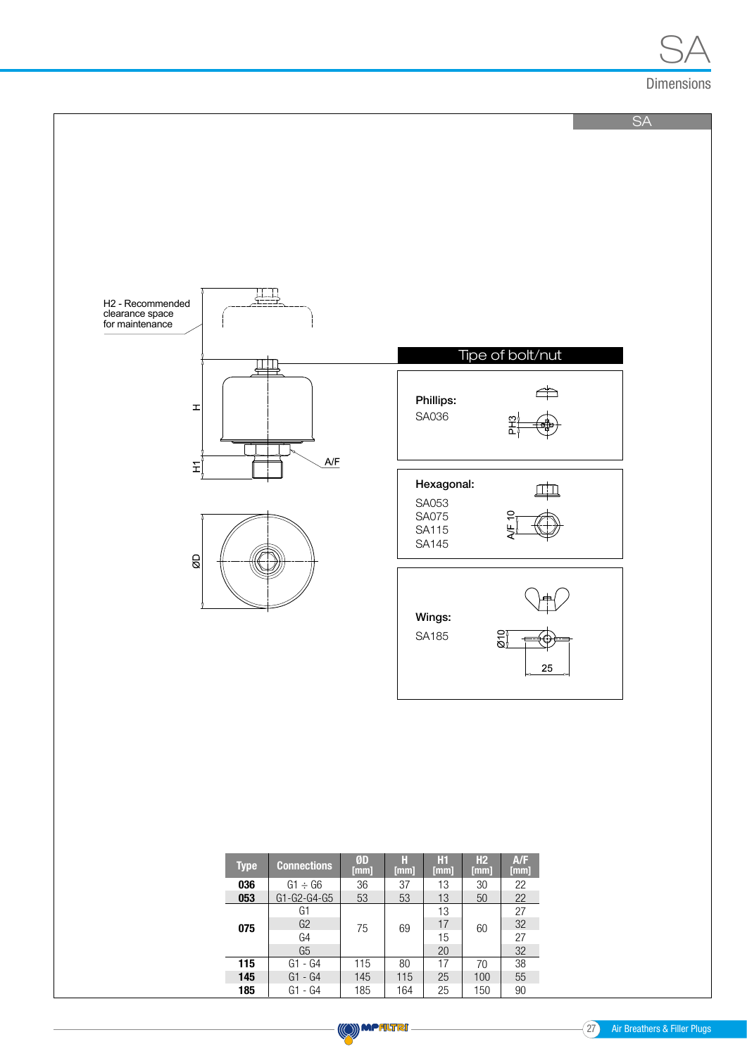# SA

## Dimensions

SA

H2 - Recommended clearance space for maintenance

H

H1

A/F

ØD

Tipe of bolt/nut

**Phillips:**
SA036

PH3

**Hexagonal:**
SA053
SA075
SA115
SA145

A/F 10

**Wings:**
SA185

Ø10

25

| Type | Connections | ØD [mm] | H [mm] | H1 [mm] | H2 [mm] | A/F [mm] |
|---|---|---|---|---|---|---|
| **036** | G1 ÷ G6 | 36 | 37 | 13 | 30 | 22 |
| **053** | G1-G2-G4-G5 | 53 | 53 | 13 | 50 | 22 |
| **075** | G1 | 75 | 69 | 13 | 60 | 27 |
| | G2 | | | 17 | | 32 |
| | G4 | | | 15 | | 27 |
| | G5 | | | 20 | | 32 |
| **115** | G1 - G4 | 115 | 80 | 17 | 70 | 38 |
| **145** | G1 - G4 | 145 | 115 | 25 | 100 | 55 |
| **185** | G1 - G4 | 185 | 164 | 25 | 150 | 90 |